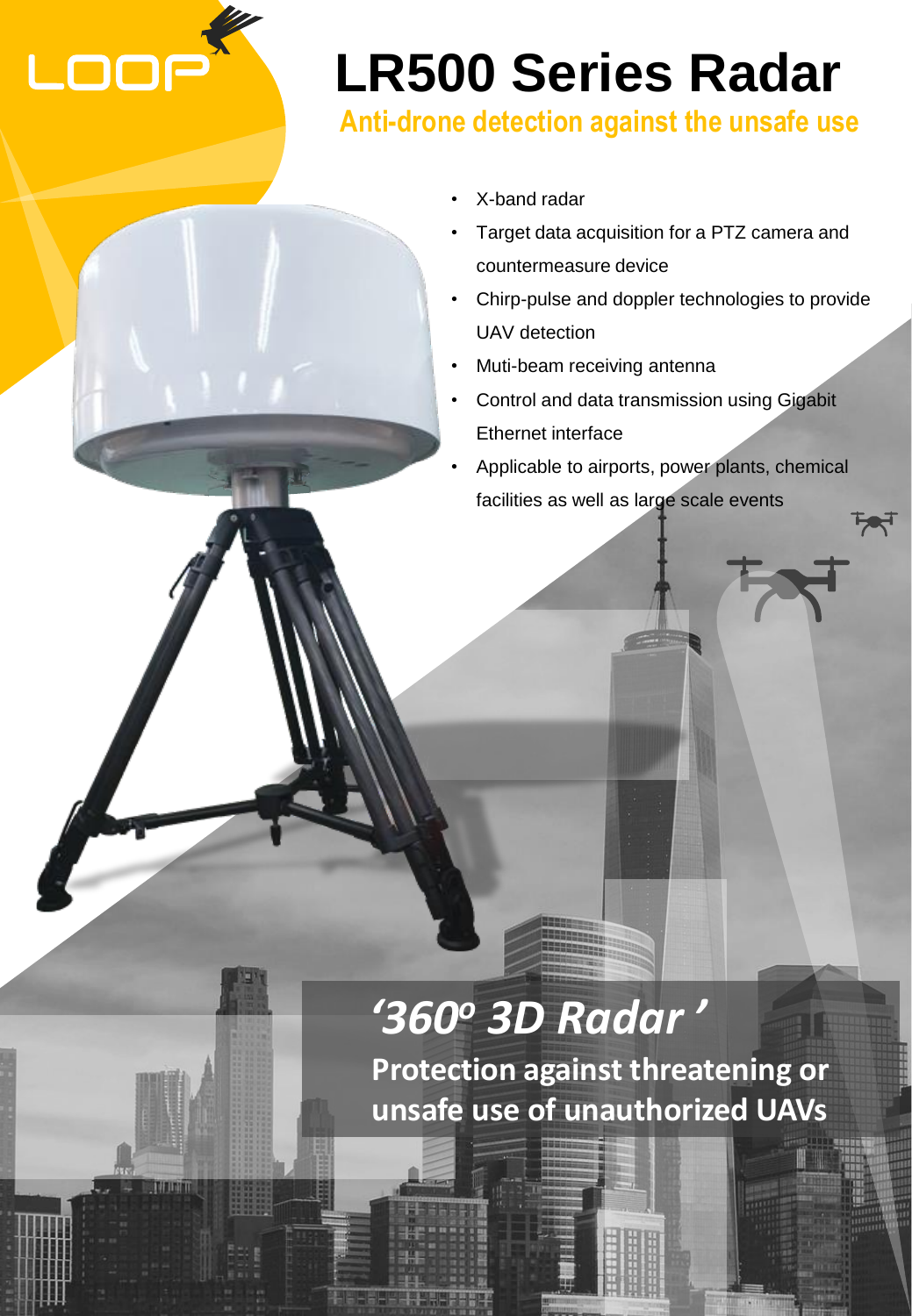LOOP

# LR500 Series Radar

## Anti-drone detection against the unsafe use

- X-band radar
- Target data acquisition for a PTZ camera and countermeasure device
- Chirp-pulse and doppler technologies to provide UAV detection
- Muti-beam receiving antenna
- Control and data transmission using Gigabit Ethernet interface
- Applicable to airports, power plants, chemical facilities as well as large scale events

## *'360º 3D Radar'*

**Protection against threatening or unsafe use of unauthorized UAVs**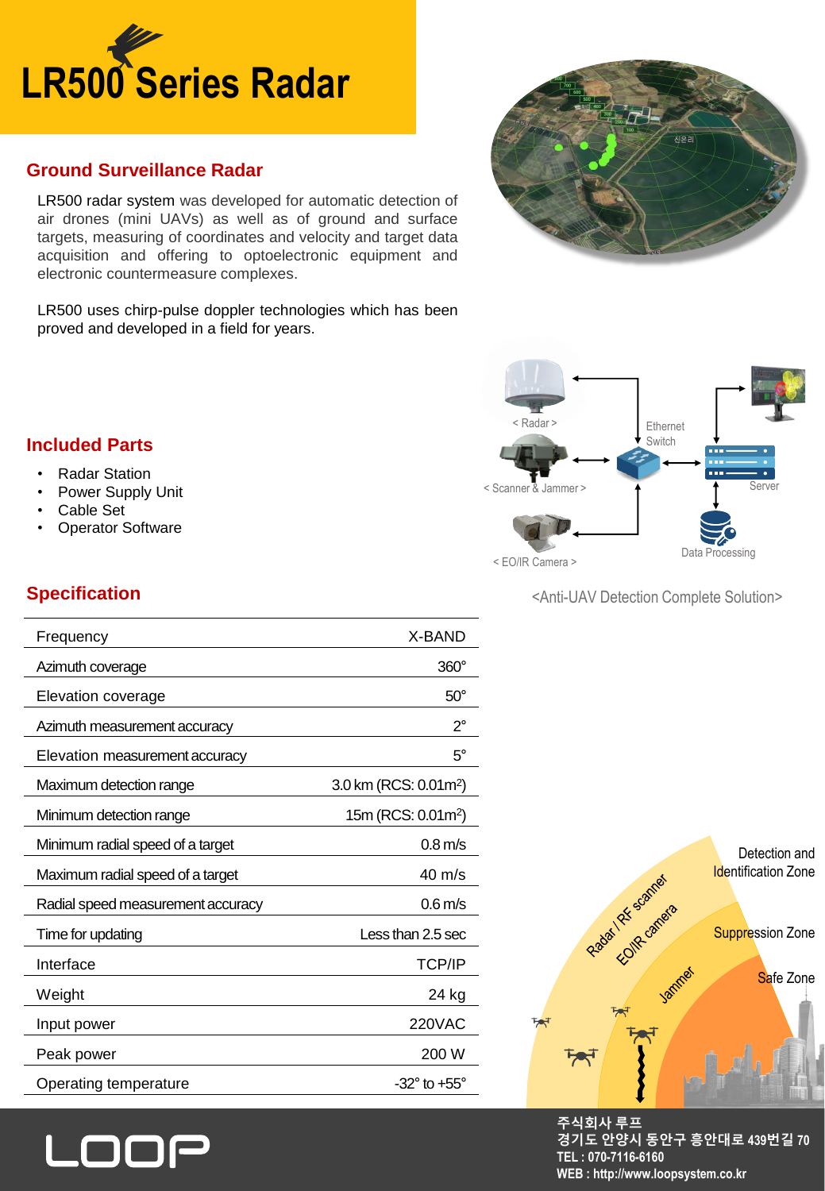# LR500 Series Radar

## Ground Surveillance Radar

LR500 radar system was developed for automatic detection of air drones (mini UAVs) as well as of ground and surface targets, measuring of coordinates and velocity and target data acquisition and offering to optoelectronic equipment and electronic countermeasure complexes.

LR500 uses chirp-pulse doppler technologies which has been proved and developed in a field for years.

< Radar >

< Scanner & Jammer >

< EO/IR Camera >

Ethernet Switch

Server

Data Processing

<Anti-UAV Detection Complete Solution>

## Included Parts

- Radar Station
- Power Supply Unit
- Cable Set
- Operator Software

## Specification

| | |
|---|---|
| Frequency | X-BAND |
| Azimuth coverage | 360° |
| Elevation coverage | 50° |
| Azimuth measurement accuracy | 2° |
| Elevation measurement accuracy | 5° |
| Maximum detection range | 3.0 km (RCS: 0.01m$^2$) |
| Minimum detection range | 15m (RCS: 0.01m$^2$) |
| Minimum radial speed of a target | 0.8 m/s |
| Maximum radial speed of a target | 40 m/s |
| Radial speed measurement accuracy | 0.6 m/s |
| Time for updating | Less than 2.5 sec |
| Interface | TCP/IP |
| Weight | 24 kg |
| Input power | 220VAC |
| Peak power | 200 W |
| Operating temperature | -32° to +55° |

Detection and Identification Zone

Suppression Zone

Safe Zone

Radar / RF scanner

EO/IR camera

Jammer

LOOP

**주식회사 루프**
**경기도 안양시 동안구 흥안대로 439번길 70**
**TEL : 070-7116-6160**
**WEB : http://www.loopsystem.co.kr**